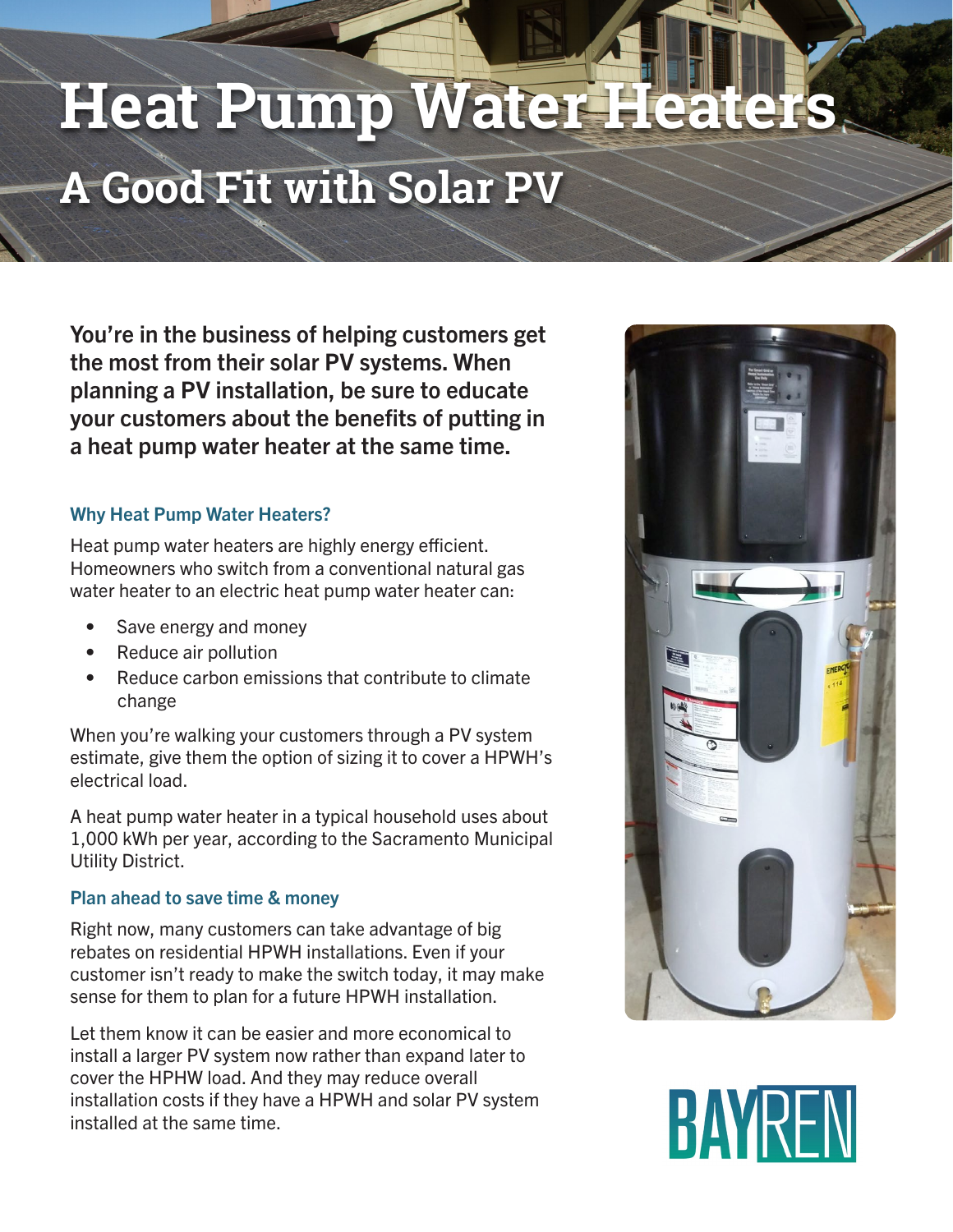# Heat Pump Water Heaters

## A Good Fit with Solar PV

**You're in the business of helping customers get the most from their solar PV systems. When planning a PV installation, be sure to educate your customers about the benefits of putting in a heat pump water heater at the same time.**

### Why Heat Pump Water Heaters?

Heat pump water heaters are highly energy efficient. Homeowners who switch from a conventional natural gas water heater to an electric heat pump water heater can:

- Save energy and money
- Reduce air pollution
- Reduce carbon emissions that contribute to climate change

When you're walking your customers through a PV system estimate, give them the option of sizing it to cover a HPWH's electrical load.

A heat pump water heater in a typical household uses about 1,000 kWh per year, according to the Sacramento Municipal Utility District.

### Plan ahead to save time & money

Right now, many customers can take advantage of big rebates on residential HPWH installations. Even if your customer isn't ready to make the switch today, it may make sense for them to plan for a future HPWH installation.

Let them know it can be easier and more economical to install a larger PV system now rather than expand later to cover the HPHW load. And they may reduce overall installation costs if they have a HPWH and solar PV system installed at the same time.

BAYREN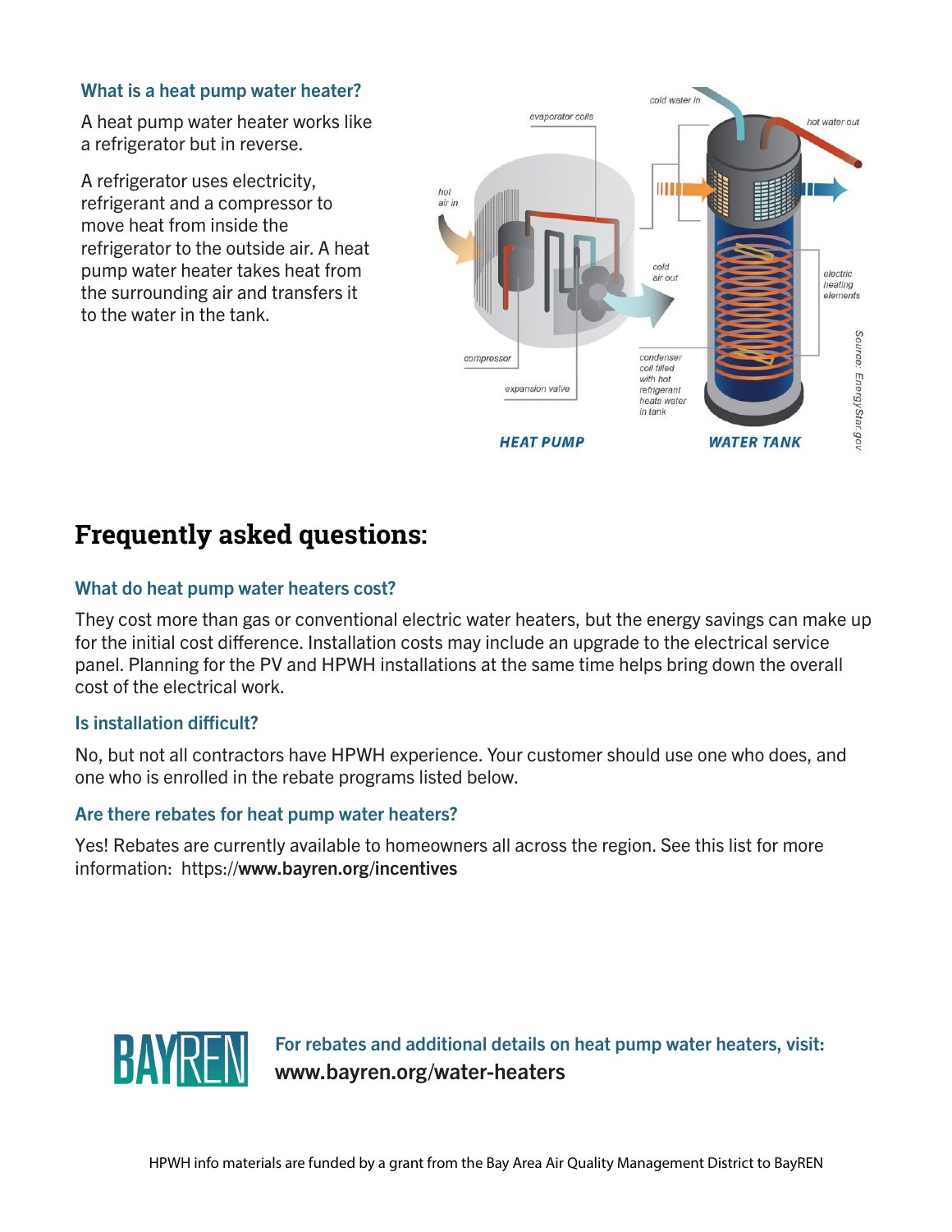### What is a heat pump water heater?

A heat pump water heater works like a refrigerator but in reverse.

A refrigerator uses electricity, refrigerant and a compressor to move heat from inside the refrigerator to the outside air. A heat pump water heater takes heat from the surrounding air and transfers it to the water in the tank.

cold water in
evaporator coils
hot water out
hot air in
cold air out
electric heating elements
compressor
expansion valve
condenser coil filled with hot refrigerant heats water in tank
HEAT PUMP
WATER TANK
Source: EnergyStar.gov

## Frequently asked questions:

### What do heat pump water heaters cost?

They cost more than gas or conventional electric water heaters, but the energy savings can make up for the initial cost difference. Installation costs may include an upgrade to the electrical service panel. Planning for the PV and HPWH installations at the same time helps bring down the overall cost of the electrical work.

### Is installation difficult?

No, but not all contractors have HPWH experience. Your customer should use one who does, and one who is enrolled in the rebate programs listed below.

### Are there rebates for heat pump water heaters?

Yes! Rebates are currently available to homeowners all across the region. See this list for more information: https://**www.bayren.org/incentives**

BAYREN

**For rebates and additional details on heat pump water heaters, visit:**
**www.bayren.org/water-heaters**

HPWH info materials are funded by a grant from the Bay Area Air Quality Management District to BayREN